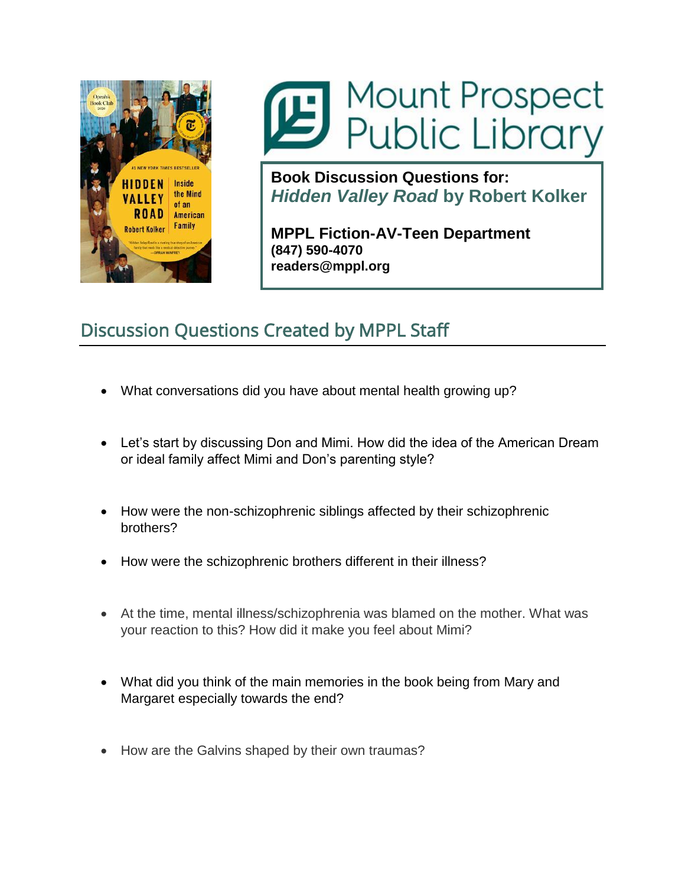Mount Prospect Public Library

**Book Discussion Questions for:**
***Hidden Valley Road* by Robert Kolker**

**MPPL Fiction-AV-Teen Department**
**(847) 590-4070**
**readers@mppl.org**

## Discussion Questions Created by MPPL Staff

- What conversations did you have about mental health growing up?
- Let's start by discussing Don and Mimi. How did the idea of the American Dream or ideal family affect Mimi and Don's parenting style?
- How were the non-schizophrenic siblings affected by their schizophrenic brothers?
- How were the schizophrenic brothers different in their illness?
- At the time, mental illness/schizophrenia was blamed on the mother. What was your reaction to this? How did it make you feel about Mimi?
- What did you think of the main memories in the book being from Mary and Margaret especially towards the end?
- How are the Galvins shaped by their own traumas?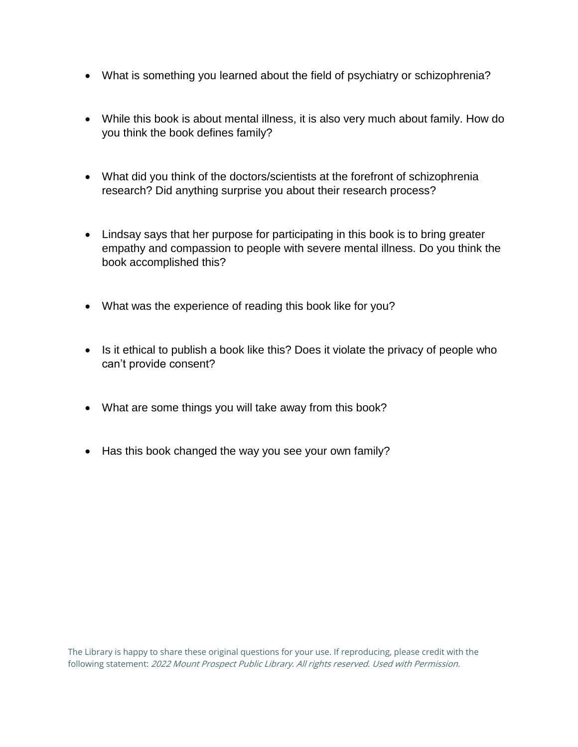- What is something you learned about the field of psychiatry or schizophrenia?

- While this book is about mental illness, it is also very much about family. How do you think the book defines family?

- What did you think of the doctors/scientists at the forefront of schizophrenia research? Did anything surprise you about their research process?

- Lindsay says that her purpose for participating in this book is to bring greater empathy and compassion to people with severe mental illness. Do you think the book accomplished this?

- What was the experience of reading this book like for you?

- Is it ethical to publish a book like this? Does it violate the privacy of people who can't provide consent?

- What are some things you will take away from this book?

- Has this book changed the way you see your own family?

The Library is happy to share these original questions for your use. If reproducing, please credit with the following statement: *2022 Mount Prospect Public Library. All rights reserved. Used with Permission.*